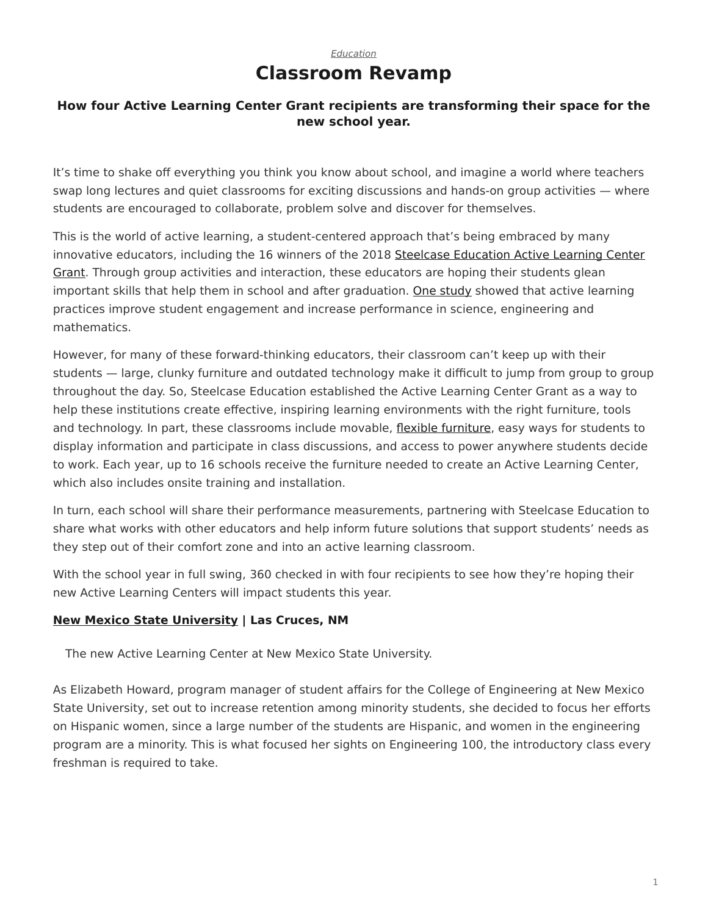*Education*

# Classroom Revamp

### How four Active Learning Center Grant recipients are transforming their space for the new school year.

It's time to shake off everything you think you know about school, and imagine a world where teachers swap long lectures and quiet classrooms for exciting discussions and hands-on group activities — where students are encouraged to collaborate, problem solve and discover for themselves.

This is the world of active learning, a student-centered approach that's being embraced by many innovative educators, including the 16 winners of the 2018 Steelcase Education Active Learning Center Grant. Through group activities and interaction, these educators are hoping their students glean important skills that help them in school and after graduation. One study showed that active learning practices improve student engagement and increase performance in science, engineering and mathematics.

However, for many of these forward-thinking educators, their classroom can't keep up with their students — large, clunky furniture and outdated technology make it difficult to jump from group to group throughout the day. So, Steelcase Education established the Active Learning Center Grant as a way to help these institutions create effective, inspiring learning environments with the right furniture, tools and technology. In part, these classrooms include movable, flexible furniture, easy ways for students to display information and participate in class discussions, and access to power anywhere students decide to work. Each year, up to 16 schools receive the furniture needed to create an Active Learning Center, which also includes onsite training and installation.

In turn, each school will share their performance measurements, partnering with Steelcase Education to share what works with other educators and help inform future solutions that support students' needs as they step out of their comfort zone and into an active learning classroom.

With the school year in full swing, 360 checked in with four recipients to see how they're hoping their new Active Learning Centers will impact students this year.

**New Mexico State University | Las Cruces, NM**

The new Active Learning Center at New Mexico State University.

As Elizabeth Howard, program manager of student affairs for the College of Engineering at New Mexico State University, set out to increase retention among minority students, she decided to focus her efforts on Hispanic women, since a large number of the students are Hispanic, and women in the engineering program are a minority. This is what focused her sights on Engineering 100, the introductory class every freshman is required to take.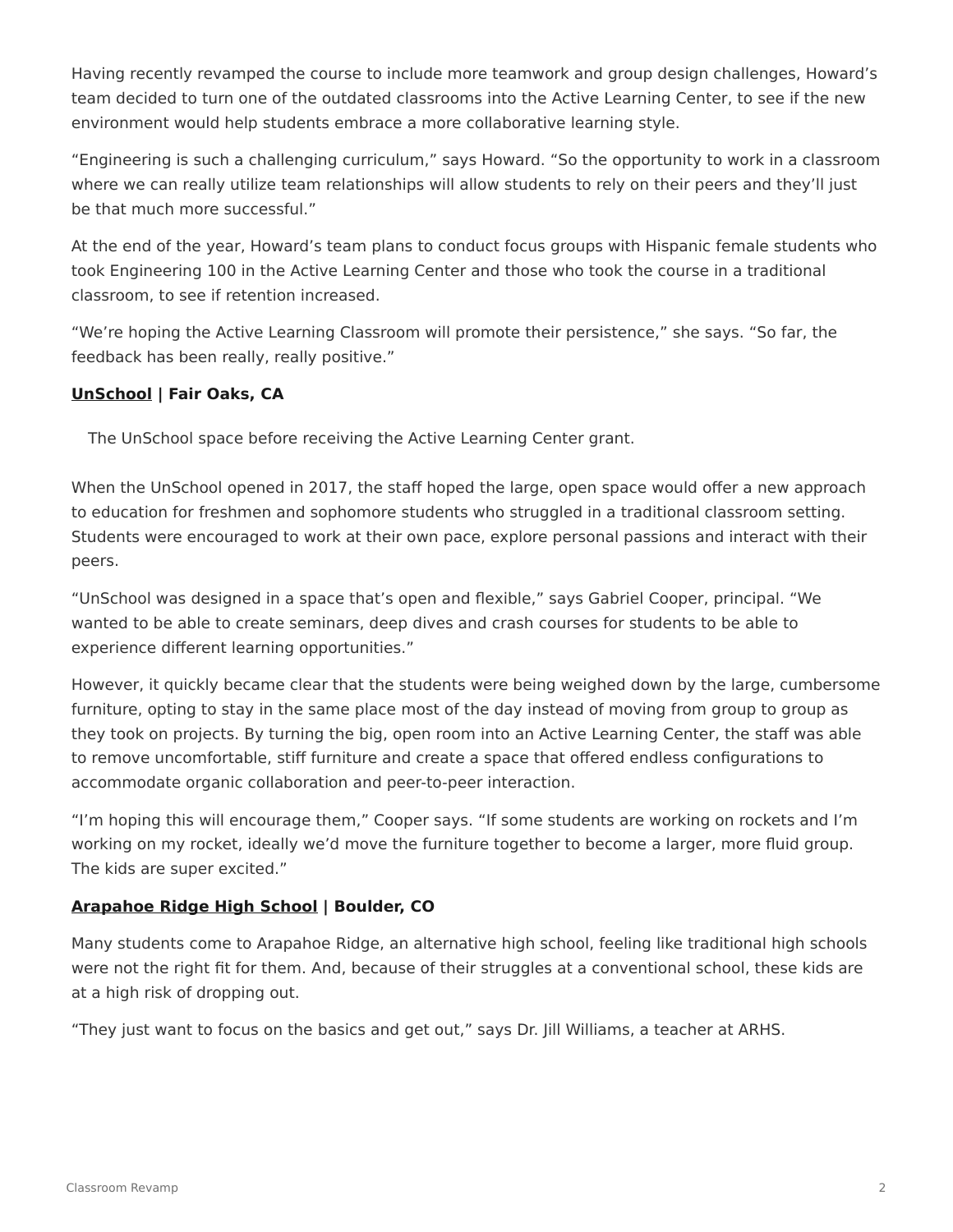Having recently revamped the course to include more teamwork and group design challenges, Howard's team decided to turn one of the outdated classrooms into the Active Learning Center, to see if the new environment would help students embrace a more collaborative learning style.

"Engineering is such a challenging curriculum," says Howard. "So the opportunity to work in a classroom where we can really utilize team relationships will allow students to rely on their peers and they'll just be that much more successful."

At the end of the year, Howard's team plans to conduct focus groups with Hispanic female students who took Engineering 100 in the Active Learning Center and those who took the course in a traditional classroom, to see if retention increased.

"We're hoping the Active Learning Classroom will promote their persistence," she says. "So far, the feedback has been really, really positive."

**UnSchool | Fair Oaks, CA**

The UnSchool space before receiving the Active Learning Center grant.

When the UnSchool opened in 2017, the staff hoped the large, open space would offer a new approach to education for freshmen and sophomore students who struggled in a traditional classroom setting. Students were encouraged to work at their own pace, explore personal passions and interact with their peers.

"UnSchool was designed in a space that's open and flexible," says Gabriel Cooper, principal. "We wanted to be able to create seminars, deep dives and crash courses for students to be able to experience different learning opportunities."

However, it quickly became clear that the students were being weighed down by the large, cumbersome furniture, opting to stay in the same place most of the day instead of moving from group to group as they took on projects. By turning the big, open room into an Active Learning Center, the staff was able to remove uncomfortable, stiff furniture and create a space that offered endless configurations to accommodate organic collaboration and peer-to-peer interaction.

"I'm hoping this will encourage them," Cooper says. "If some students are working on rockets and I'm working on my rocket, ideally we'd move the furniture together to become a larger, more fluid group. The kids are super excited."

**Arapahoe Ridge High School | Boulder, CO**

Many students come to Arapahoe Ridge, an alternative high school, feeling like traditional high schools were not the right fit for them. And, because of their struggles at a conventional school, these kids are at a high risk of dropping out.

"They just want to focus on the basics and get out," says Dr. Jill Williams, a teacher at ARHS.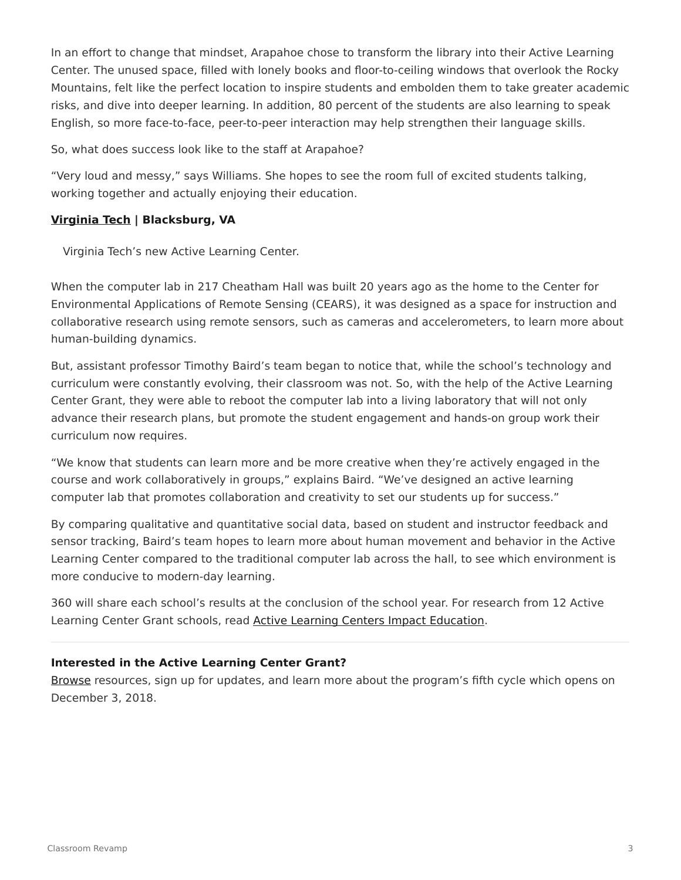In an effort to change that mindset, Arapahoe chose to transform the library into their Active Learning Center. The unused space, filled with lonely books and floor-to-ceiling windows that overlook the Rocky Mountains, felt like the perfect location to inspire students and embolden them to take greater academic risks, and dive into deeper learning. In addition, 80 percent of the students are also learning to speak English, so more face-to-face, peer-to-peer interaction may help strengthen their language skills.

So, what does success look like to the staff at Arapahoe?

"Very loud and messy," says Williams. She hopes to see the room full of excited students talking, working together and actually enjoying their education.

### Virginia Tech | Blacksburg, VA

Virginia Tech's new Active Learning Center.

When the computer lab in 217 Cheatham Hall was built 20 years ago as the home to the Center for Environmental Applications of Remote Sensing (CEARS), it was designed as a space for instruction and collaborative research using remote sensors, such as cameras and accelerometers, to learn more about human-building dynamics.

But, assistant professor Timothy Baird's team began to notice that, while the school's technology and curriculum were constantly evolving, their classroom was not. So, with the help of the Active Learning Center Grant, they were able to reboot the computer lab into a living laboratory that will not only advance their research plans, but promote the student engagement and hands-on group work their curriculum now requires.

"We know that students can learn more and be more creative when they're actively engaged in the course and work collaboratively in groups," explains Baird. "We've designed an active learning computer lab that promotes collaboration and creativity to set our students up for success."

By comparing qualitative and quantitative social data, based on student and instructor feedback and sensor tracking, Baird's team hopes to learn more about human movement and behavior in the Active Learning Center compared to the traditional computer lab across the hall, to see which environment is more conducive to modern-day learning.

360 will share each school's results at the conclusion of the school year. For research from 12 Active Learning Center Grant schools, read Active Learning Centers Impact Education.

---

**Interested in the Active Learning Center Grant?**
Browse resources, sign up for updates, and learn more about the program's fifth cycle which opens on December 3, 2018.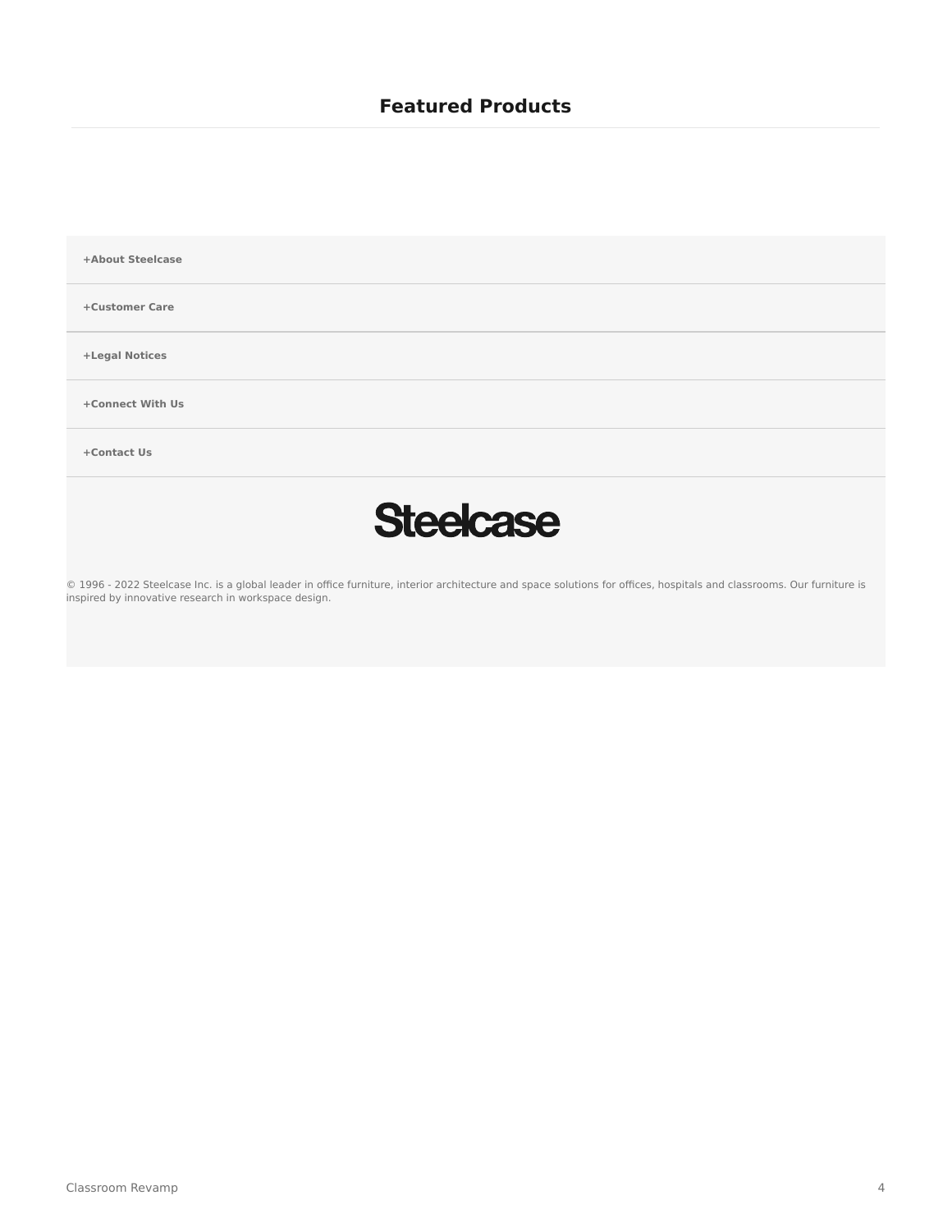## Featured Products

**+About Steelcase**

**+Customer Care**

**+Legal Notices**

**+Connect With Us**

**+Contact Us**

Steelcase

© 1996 - 2022 Steelcase Inc. is a global leader in office furniture, interior architecture and space solutions for offices, hospitals and classrooms. Our furniture is inspired by innovative research in workspace design.